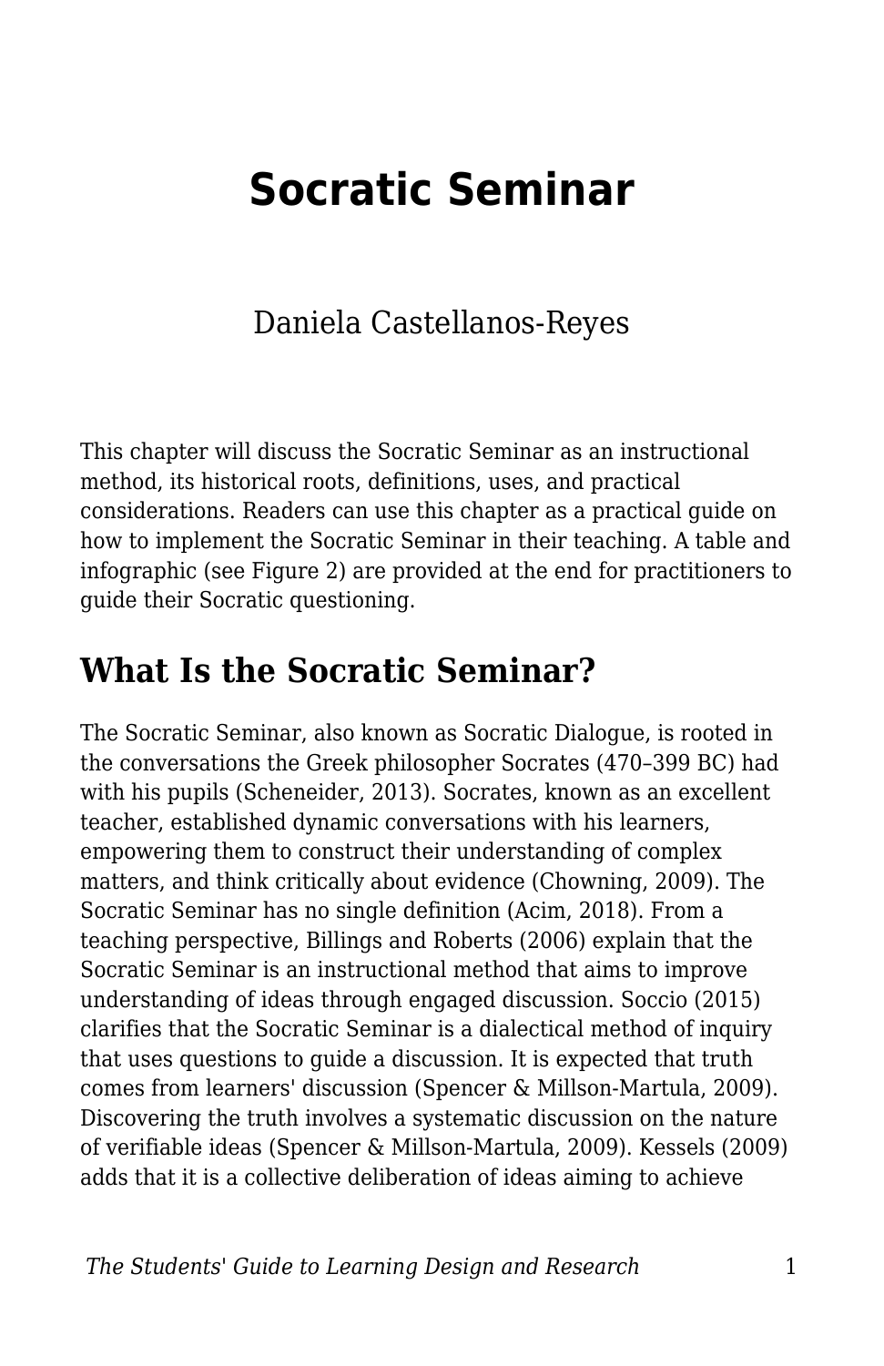# Socratic Seminar

Daniela Castellanos-Reyes

This chapter will discuss the Socratic Seminar as an instructional method, its historical roots, definitions, uses, and practical considerations. Readers can use this chapter as a practical guide on how to implement the Socratic Seminar in their teaching. A table and infographic (see Figure 2) are provided at the end for practitioners to guide their Socratic questioning.

## What Is the Socratic Seminar?

The Socratic Seminar, also known as Socratic Dialogue, is rooted in the conversations the Greek philosopher Socrates (470–399 BC) had with his pupils (Scheneider, 2013). Socrates, known as an excellent teacher, established dynamic conversations with his learners, empowering them to construct their understanding of complex matters, and think critically about evidence (Chowning, 2009). The Socratic Seminar has no single definition (Acim, 2018). From a teaching perspective, Billings and Roberts (2006) explain that the Socratic Seminar is an instructional method that aims to improve understanding of ideas through engaged discussion. Soccio (2015) clarifies that the Socratic Seminar is a dialectical method of inquiry that uses questions to guide a discussion. It is expected that truth comes from learners' discussion (Spencer & Millson-Martula, 2009). Discovering the truth involves a systematic discussion on the nature of verifiable ideas (Spencer & Millson-Martula, 2009). Kessels (2009) adds that it is a collective deliberation of ideas aiming to achieve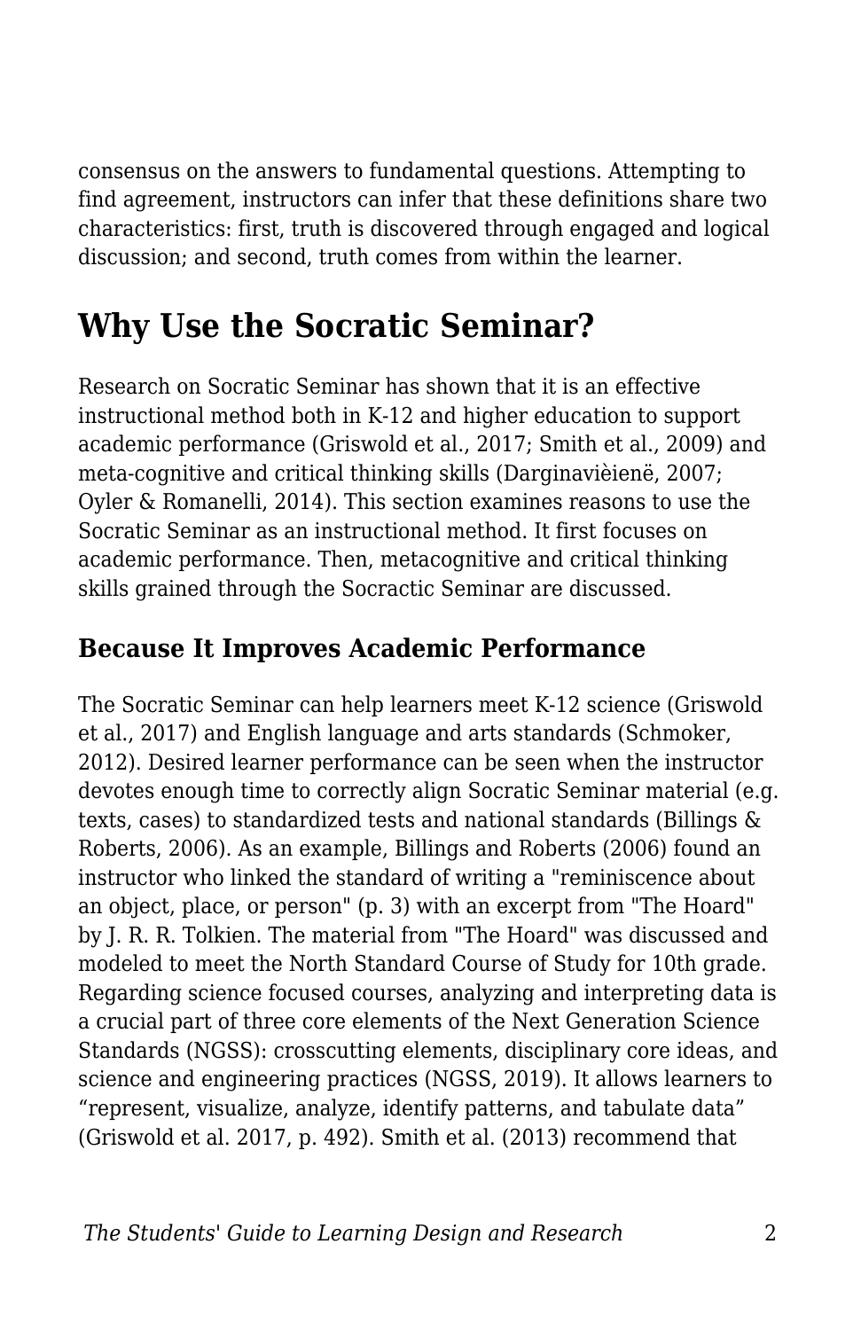consensus on the answers to fundamental questions. Attempting to find agreement, instructors can infer that these definitions share two characteristics: first, truth is discovered through engaged and logical discussion; and second, truth comes from within the learner.

## Why Use the Socratic Seminar?

Research on Socratic Seminar has shown that it is an effective instructional method both in K-12 and higher education to support academic performance (Griswold et al., 2017; Smith et al., 2009) and meta-cognitive and critical thinking skills (Darginavièienë, 2007; Oyler & Romanelli, 2014). This section examines reasons to use the Socratic Seminar as an instructional method. It first focuses on academic performance. Then, metacognitive and critical thinking skills grained through the Socractic Seminar are discussed.

### Because It Improves Academic Performance

The Socratic Seminar can help learners meet K-12 science (Griswold et al., 2017) and English language and arts standards (Schmoker, 2012). Desired learner performance can be seen when the instructor devotes enough time to correctly align Socratic Seminar material (e.g. texts, cases) to standardized tests and national standards (Billings & Roberts, 2006). As an example, Billings and Roberts (2006) found an instructor who linked the standard of writing a "reminiscence about an object, place, or person" (p. 3) with an excerpt from "The Hoard" by J. R. R. Tolkien. The material from "The Hoard" was discussed and modeled to meet the North Standard Course of Study for 10th grade. Regarding science focused courses, analyzing and interpreting data is a crucial part of three core elements of the Next Generation Science Standards (NGSS): crosscutting elements, disciplinary core ideas, and science and engineering practices (NGSS, 2019). It allows learners to "represent, visualize, analyze, identify patterns, and tabulate data" (Griswold et al. 2017, p. 492). Smith et al. (2013) recommend that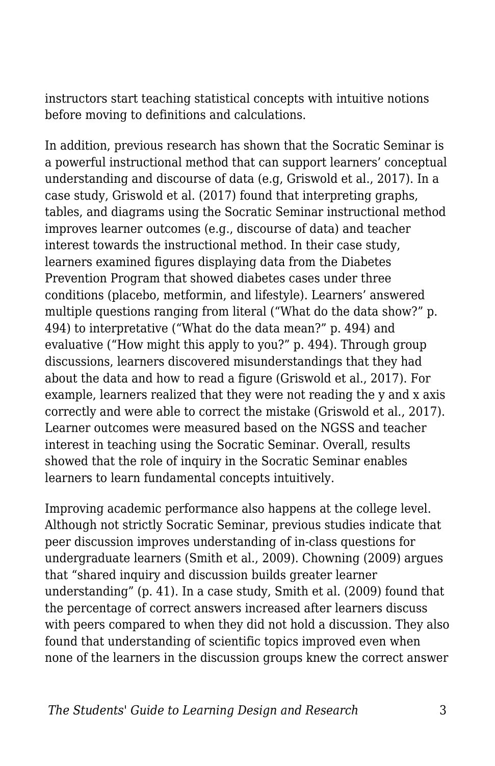instructors start teaching statistical concepts with intuitive notions before moving to definitions and calculations.

In addition, previous research has shown that the Socratic Seminar is a powerful instructional method that can support learners' conceptual understanding and discourse of data (e.g, Griswold et al., 2017). In a case study, Griswold et al. (2017) found that interpreting graphs, tables, and diagrams using the Socratic Seminar instructional method improves learner outcomes (e.g., discourse of data) and teacher interest towards the instructional method. In their case study, learners examined figures displaying data from the Diabetes Prevention Program that showed diabetes cases under three conditions (placebo, metformin, and lifestyle). Learners' answered multiple questions ranging from literal ("What do the data show?" p. 494) to interpretative ("What do the data mean?" p. 494) and evaluative ("How might this apply to you?" p. 494). Through group discussions, learners discovered misunderstandings that they had about the data and how to read a figure (Griswold et al., 2017). For example, learners realized that they were not reading the y and x axis correctly and were able to correct the mistake (Griswold et al., 2017). Learner outcomes were measured based on the NGSS and teacher interest in teaching using the Socratic Seminar. Overall, results showed that the role of inquiry in the Socratic Seminar enables learners to learn fundamental concepts intuitively.

Improving academic performance also happens at the college level. Although not strictly Socratic Seminar, previous studies indicate that peer discussion improves understanding of in-class questions for undergraduate learners (Smith et al., 2009). Chowning (2009) argues that "shared inquiry and discussion builds greater learner understanding" (p. 41). In a case study, Smith et al. (2009) found that the percentage of correct answers increased after learners discuss with peers compared to when they did not hold a discussion. They also found that understanding of scientific topics improved even when none of the learners in the discussion groups knew the correct answer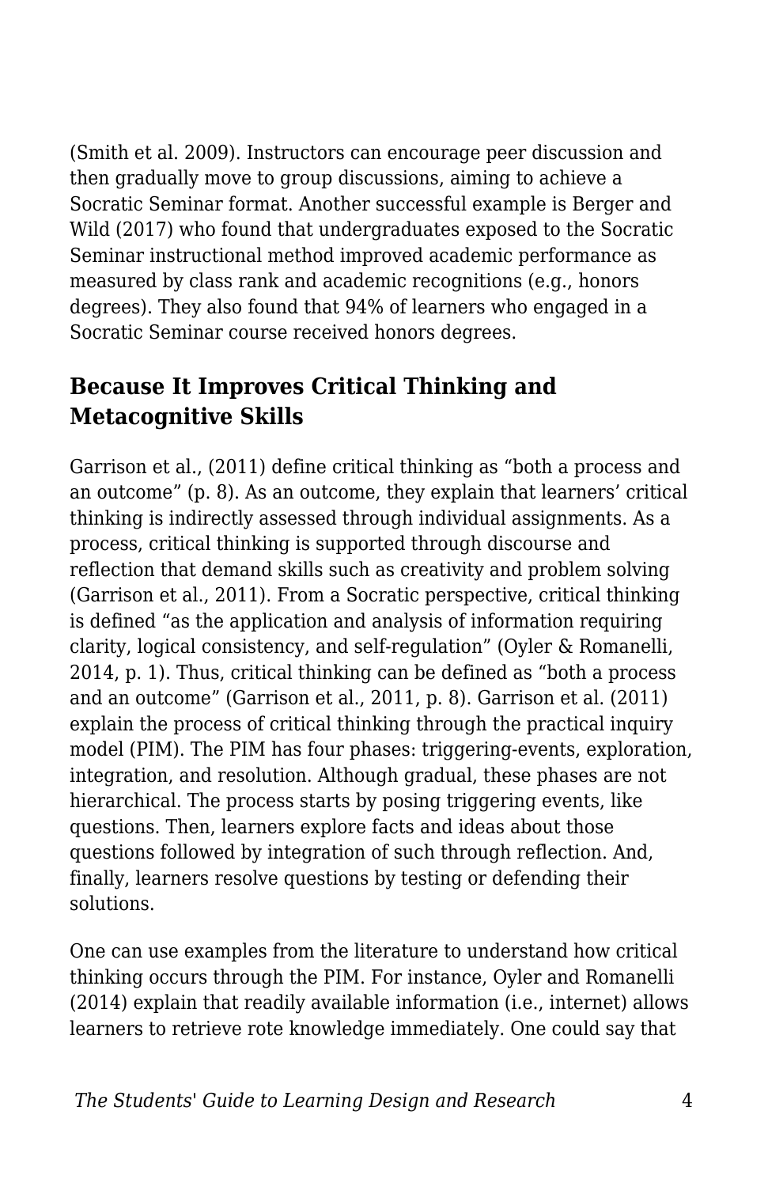(Smith et al. 2009). Instructors can encourage peer discussion and then gradually move to group discussions, aiming to achieve a Socratic Seminar format. Another successful example is Berger and Wild (2017) who found that undergraduates exposed to the Socratic Seminar instructional method improved academic performance as measured by class rank and academic recognitions (e.g., honors degrees). They also found that 94% of learners who engaged in a Socratic Seminar course received honors degrees.

## Because It Improves Critical Thinking and Metacognitive Skills

Garrison et al., (2011) define critical thinking as "both a process and an outcome" (p. 8). As an outcome, they explain that learners' critical thinking is indirectly assessed through individual assignments. As a process, critical thinking is supported through discourse and reflection that demand skills such as creativity and problem solving (Garrison et al., 2011). From a Socratic perspective, critical thinking is defined "as the application and analysis of information requiring clarity, logical consistency, and self-regulation" (Oyler & Romanelli, 2014, p. 1). Thus, critical thinking can be defined as "both a process and an outcome" (Garrison et al., 2011, p. 8). Garrison et al. (2011) explain the process of critical thinking through the practical inquiry model (PIM). The PIM has four phases: triggering-events, exploration, integration, and resolution. Although gradual, these phases are not hierarchical. The process starts by posing triggering events, like questions. Then, learners explore facts and ideas about those questions followed by integration of such through reflection. And, finally, learners resolve questions by testing or defending their solutions.

One can use examples from the literature to understand how critical thinking occurs through the PIM. For instance, Oyler and Romanelli (2014) explain that readily available information (i.e., internet) allows learners to retrieve rote knowledge immediately. One could say that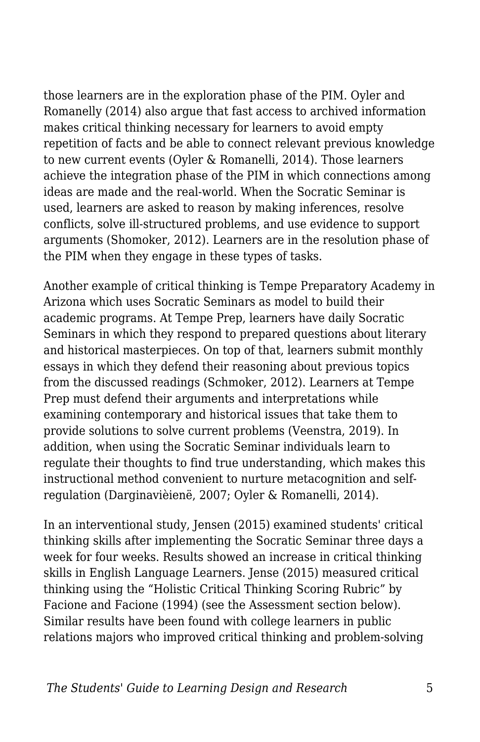those learners are in the exploration phase of the PIM. Oyler and Romanelly (2014) also argue that fast access to archived information makes critical thinking necessary for learners to avoid empty repetition of facts and be able to connect relevant previous knowledge to new current events (Oyler & Romanelli, 2014). Those learners achieve the integration phase of the PIM in which connections among ideas are made and the real-world. When the Socratic Seminar is used, learners are asked to reason by making inferences, resolve conflicts, solve ill-structured problems, and use evidence to support arguments (Shomoker, 2012). Learners are in the resolution phase of the PIM when they engage in these types of tasks.

Another example of critical thinking is Tempe Preparatory Academy in Arizona which uses Socratic Seminars as model to build their academic programs. At Tempe Prep, learners have daily Socratic Seminars in which they respond to prepared questions about literary and historical masterpieces. On top of that, learners submit monthly essays in which they defend their reasoning about previous topics from the discussed readings (Schmoker, 2012). Learners at Tempe Prep must defend their arguments and interpretations while examining contemporary and historical issues that take them to provide solutions to solve current problems (Veenstra, 2019). In addition, when using the Socratic Seminar individuals learn to regulate their thoughts to find true understanding, which makes this instructional method convenient to nurture metacognition and self-regulation (Darginavièienë, 2007; Oyler & Romanelli, 2014).

In an interventional study, Jensen (2015) examined students' critical thinking skills after implementing the Socratic Seminar three days a week for four weeks. Results showed an increase in critical thinking skills in English Language Learners. Jense (2015) measured critical thinking using the "Holistic Critical Thinking Scoring Rubric" by Facione and Facione (1994) (see the Assessment section below). Similar results have been found with college learners in public relations majors who improved critical thinking and problem-solving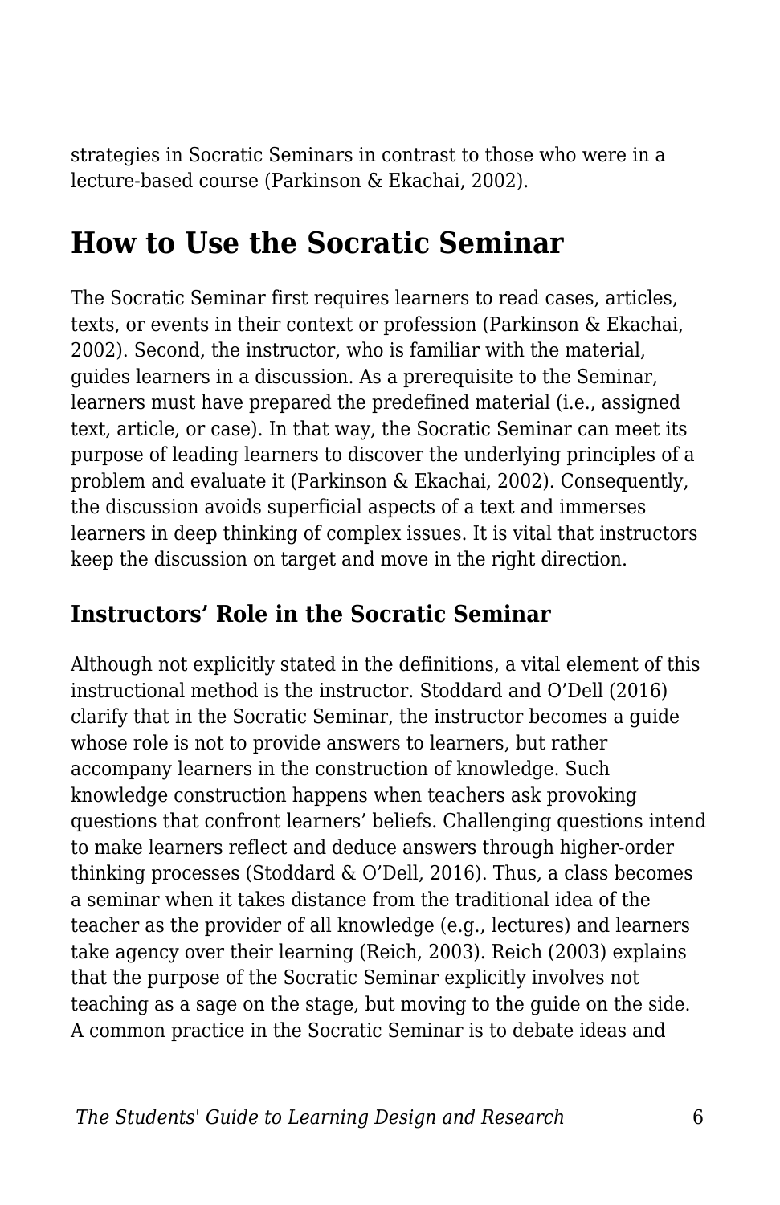strategies in Socratic Seminars in contrast to those who were in a lecture-based course (Parkinson & Ekachai, 2002).

## How to Use the Socratic Seminar

The Socratic Seminar first requires learners to read cases, articles, texts, or events in their context or profession (Parkinson & Ekachai, 2002). Second, the instructor, who is familiar with the material, guides learners in a discussion. As a prerequisite to the Seminar, learners must have prepared the predefined material (i.e., assigned text, article, or case). In that way, the Socratic Seminar can meet its purpose of leading learners to discover the underlying principles of a problem and evaluate it (Parkinson & Ekachai, 2002). Consequently, the discussion avoids superficial aspects of a text and immerses learners in deep thinking of complex issues. It is vital that instructors keep the discussion on target and move in the right direction.

### Instructors' Role in the Socratic Seminar

Although not explicitly stated in the definitions, a vital element of this instructional method is the instructor. Stoddard and O'Dell (2016) clarify that in the Socratic Seminar, the instructor becomes a guide whose role is not to provide answers to learners, but rather accompany learners in the construction of knowledge. Such knowledge construction happens when teachers ask provoking questions that confront learners' beliefs. Challenging questions intend to make learners reflect and deduce answers through higher-order thinking processes (Stoddard & O'Dell, 2016). Thus, a class becomes a seminar when it takes distance from the traditional idea of the teacher as the provider of all knowledge (e.g., lectures) and learners take agency over their learning (Reich, 2003). Reich (2003) explains that the purpose of the Socratic Seminar explicitly involves not teaching as a sage on the stage, but moving to the guide on the side. A common practice in the Socratic Seminar is to debate ideas and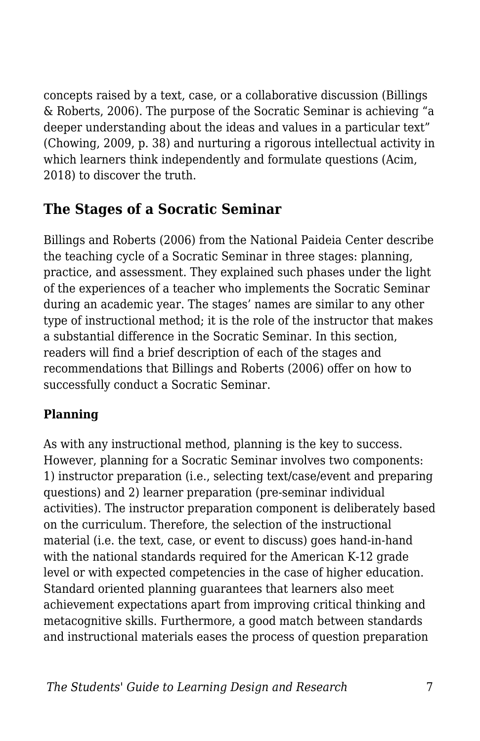concepts raised by a text, case, or a collaborative discussion (Billings & Roberts, 2006). The purpose of the Socratic Seminar is achieving "a deeper understanding about the ideas and values in a particular text" (Chowing, 2009, p. 38) and nurturing a rigorous intellectual activity in which learners think independently and formulate questions (Acim, 2018) to discover the truth.

## The Stages of a Socratic Seminar

Billings and Roberts (2006) from the National Paideia Center describe the teaching cycle of a Socratic Seminar in three stages: planning, practice, and assessment. They explained such phases under the light of the experiences of a teacher who implements the Socratic Seminar during an academic year. The stages' names are similar to any other type of instructional method; it is the role of the instructor that makes a substantial difference in the Socratic Seminar. In this section, readers will find a brief description of each of the stages and recommendations that Billings and Roberts (2006) offer on how to successfully conduct a Socratic Seminar.

### Planning

As with any instructional method, planning is the key to success. However, planning for a Socratic Seminar involves two components: 1) instructor preparation (i.e., selecting text/case/event and preparing questions) and 2) learner preparation (pre-seminar individual activities). The instructor preparation component is deliberately based on the curriculum. Therefore, the selection of the instructional material (i.e. the text, case, or event to discuss) goes hand-in-hand with the national standards required for the American K-12 grade level or with expected competencies in the case of higher education. Standard oriented planning guarantees that learners also meet achievement expectations apart from improving critical thinking and metacognitive skills. Furthermore, a good match between standards and instructional materials eases the process of question preparation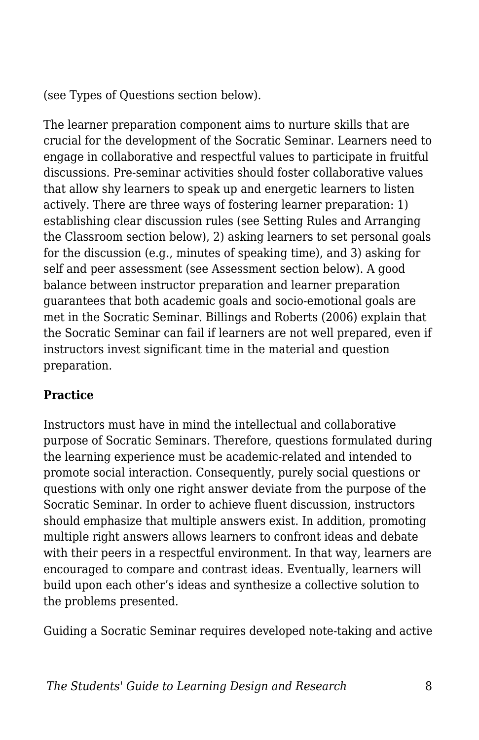(see Types of Questions section below).

The learner preparation component aims to nurture skills that are crucial for the development of the Socratic Seminar. Learners need to engage in collaborative and respectful values to participate in fruitful discussions. Pre-seminar activities should foster collaborative values that allow shy learners to speak up and energetic learners to listen actively. There are three ways of fostering learner preparation: 1) establishing clear discussion rules (see Setting Rules and Arranging the Classroom section below), 2) asking learners to set personal goals for the discussion (e.g., minutes of speaking time), and 3) asking for self and peer assessment (see Assessment section below). A good balance between instructor preparation and learner preparation guarantees that both academic goals and socio-emotional goals are met in the Socratic Seminar. Billings and Roberts (2006) explain that the Socratic Seminar can fail if learners are not well prepared, even if instructors invest significant time in the material and question preparation.

**Practice**

Instructors must have in mind the intellectual and collaborative purpose of Socratic Seminars. Therefore, questions formulated during the learning experience must be academic-related and intended to promote social interaction. Consequently, purely social questions or questions with only one right answer deviate from the purpose of the Socratic Seminar. In order to achieve fluent discussion, instructors should emphasize that multiple answers exist. In addition, promoting multiple right answers allows learners to confront ideas and debate with their peers in a respectful environment. In that way, learners are encouraged to compare and contrast ideas. Eventually, learners will build upon each other's ideas and synthesize a collective solution to the problems presented.

Guiding a Socratic Seminar requires developed note-taking and active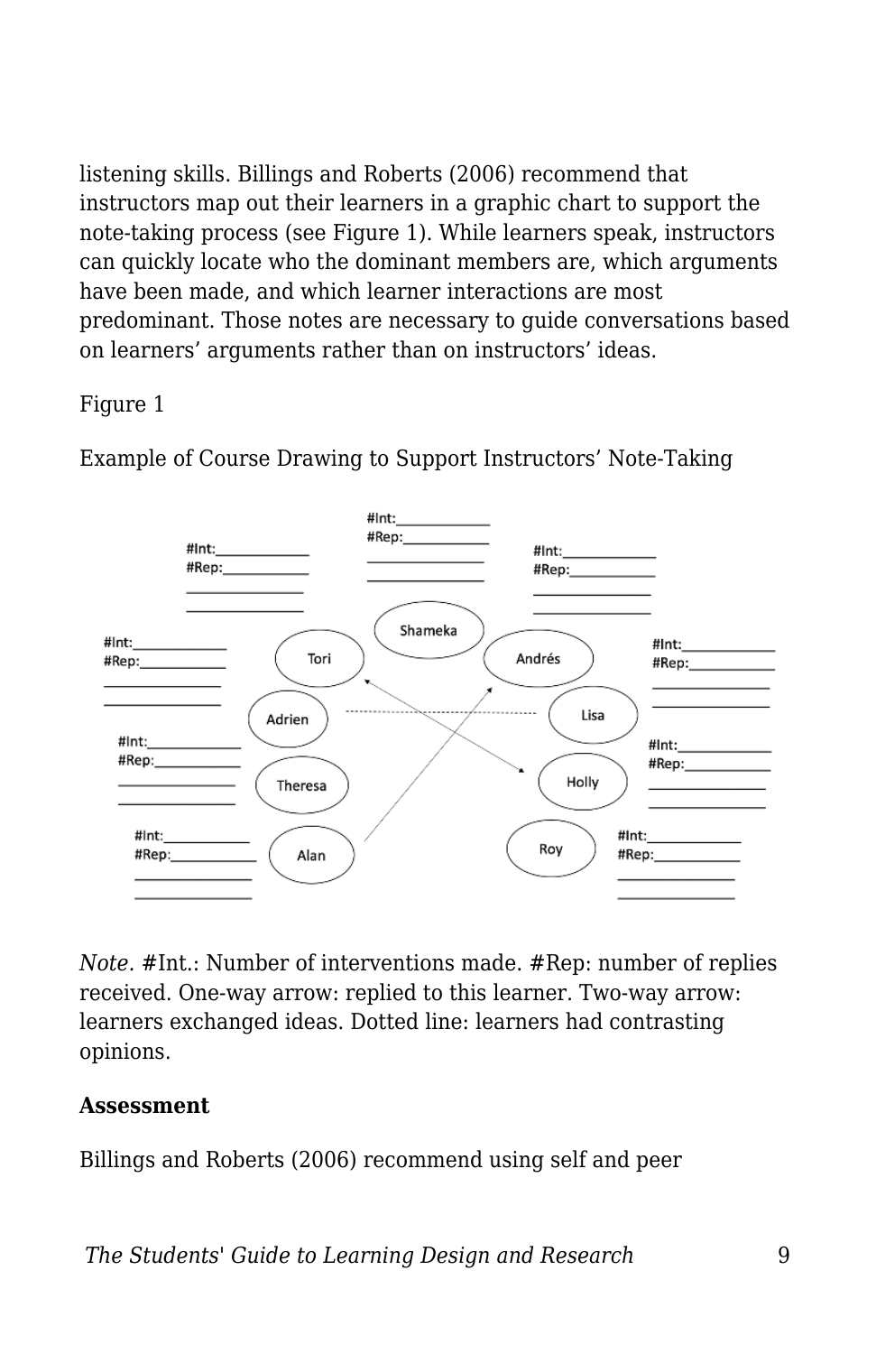listening skills. Billings and Roberts (2006) recommend that instructors map out their learners in a graphic chart to support the note-taking process (see Figure 1). While learners speak, instructors can quickly locate who the dominant members are, which arguments have been made, and which learner interactions are most predominant. Those notes are necessary to guide conversations based on learners' arguments rather than on instructors' ideas.

Figure 1

Example of Course Drawing to Support Instructors' Note-Taking

*Note.* #Int.: Number of interventions made. #Rep: number of replies received. One-way arrow: replied to this learner. Two-way arrow: learners exchanged ideas. Dotted line: learners had contrasting opinions.

**Assessment**

Billings and Roberts (2006) recommend using self and peer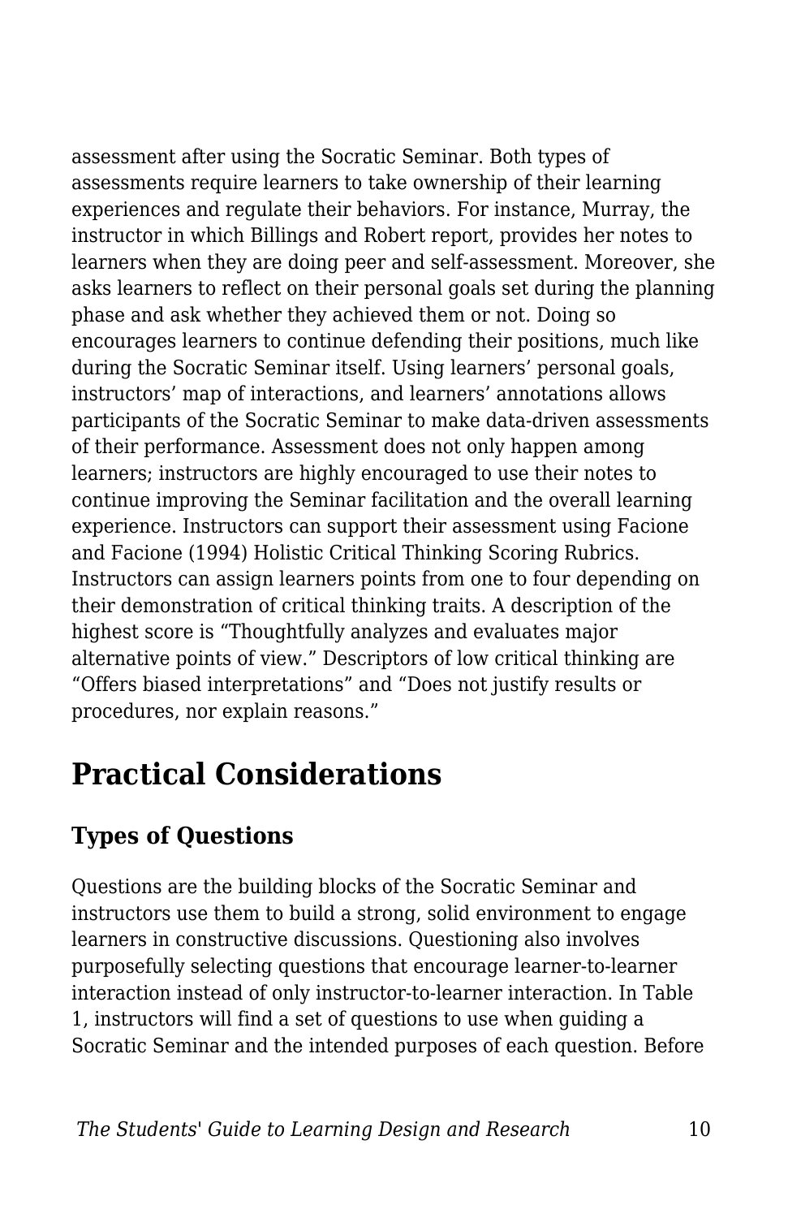assessment after using the Socratic Seminar. Both types of assessments require learners to take ownership of their learning experiences and regulate their behaviors. For instance, Murray, the instructor in which Billings and Robert report, provides her notes to learners when they are doing peer and self-assessment. Moreover, she asks learners to reflect on their personal goals set during the planning phase and ask whether they achieved them or not. Doing so encourages learners to continue defending their positions, much like during the Socratic Seminar itself. Using learners' personal goals, instructors' map of interactions, and learners' annotations allows participants of the Socratic Seminar to make data-driven assessments of their performance. Assessment does not only happen among learners; instructors are highly encouraged to use their notes to continue improving the Seminar facilitation and the overall learning experience. Instructors can support their assessment using Facione and Facione (1994) Holistic Critical Thinking Scoring Rubrics. Instructors can assign learners points from one to four depending on their demonstration of critical thinking traits. A description of the highest score is "Thoughtfully analyzes and evaluates major alternative points of view." Descriptors of low critical thinking are "Offers biased interpretations" and "Does not justify results or procedures, nor explain reasons."

## Practical Considerations

### Types of Questions

Questions are the building blocks of the Socratic Seminar and instructors use them to build a strong, solid environment to engage learners in constructive discussions. Questioning also involves purposefully selecting questions that encourage learner-to-learner interaction instead of only instructor-to-learner interaction. In Table 1, instructors will find a set of questions to use when guiding a Socratic Seminar and the intended purposes of each question. Before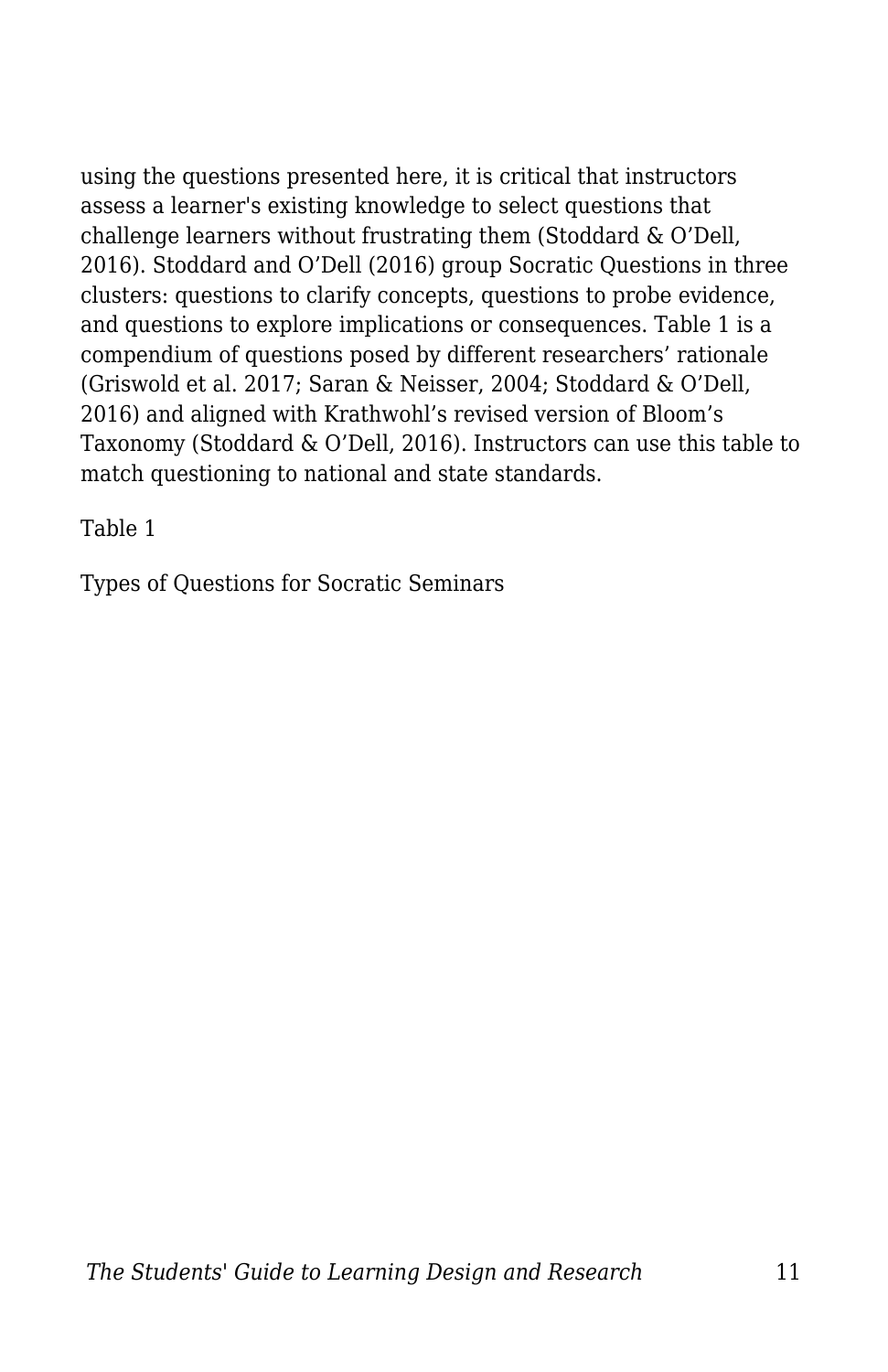using the questions presented here, it is critical that instructors assess a learner's existing knowledge to select questions that challenge learners without frustrating them (Stoddard & O'Dell, 2016). Stoddard and O'Dell (2016) group Socratic Questions in three clusters: questions to clarify concepts, questions to probe evidence, and questions to explore implications or consequences. Table 1 is a compendium of questions posed by different researchers' rationale (Griswold et al. 2017; Saran & Neisser, 2004; Stoddard & O'Dell, 2016) and aligned with Krathwohl's revised version of Bloom's Taxonomy (Stoddard & O'Dell, 2016). Instructors can use this table to match questioning to national and state standards.

Table 1

Types of Questions for Socratic Seminars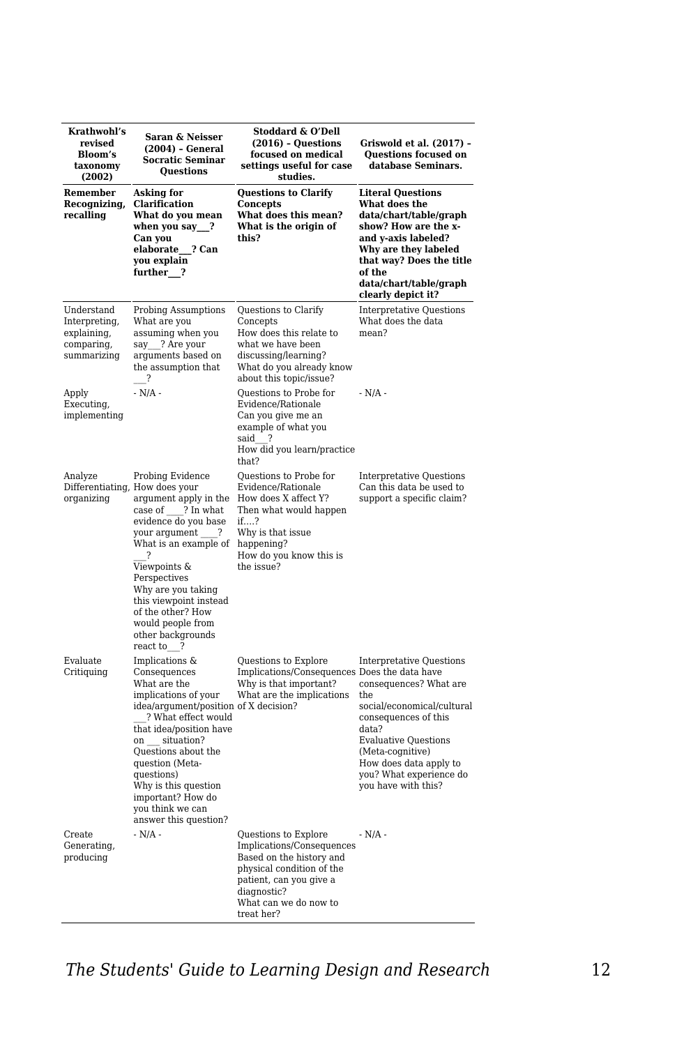| Krathwohl's revised Bloom's taxonomy (2002) | Saran & Neisser (2004) – General Socratic Seminar Questions | Stoddard & O'Dell (2016) – Questions focused on medical settings useful for case studies. | Griswold et al. (2017) – Questions focused on database Seminars. |
|---|---|---|---|
| **Remember Recognizing, recalling** | **Asking for Clarification What do you mean when you say___? Can you elaborate___? Can you explain further___?** | **Questions to Clarify Concepts What does this mean? What is the origin of this?** | **Literal Questions What does the data/chart/table/graph show? How are the x- and y-axis labeled? Why are they labeled that way? Does the title of the data/chart/table/graph clearly depict it?** |
| Understand Interpreting, explaining, comparing, summarizing | Probing Assumptions What are you assuming when you say___? Are your arguments based on the assumption that ___? | Questions to Clarify Concepts How does this relate to what we have been discussing/learning? What do you already know about this topic/issue? | Interpretative Questions What does the data mean? |
| Apply Executing, implementing | - N/A - | Questions to Probe for Evidence/Rationale Can you give me an example of what you said___? How did you learn/practice that? | - N/A - |
| Analyze Differentiating, organizing | Probing Evidence How does your argument apply in the case of ____? In what evidence do you base your argument ____? What is an example of ___? Viewpoints & Perspectives Why are you taking this viewpoint instead of the other? How would people from other backgrounds react to___? | Questions to Probe for Evidence/Rationale How does X affect Y? Then what would happen if....? Why is that issue happening? How do you know this is the issue? | Interpretative Questions Can this data be used to support a specific claim? |
| Evaluate Critiquing | Implications & Consequences What are the implications of your idea/argument/position ___? What effect would that idea/position have on ___ situation? Questions about the question (Meta-questions) Why is this question important? How do you think we can answer this question? | Questions to Explore Implications/Consequences Why is that important? What are the implications of X decision? | Interpretative Questions Does the data have consequences? What are the social/economical/cultural consequences of this data? Evaluative Questions (Meta-cognitive) How does data apply to you? What experience do you have with this? |
| Create Generating, producing | - N/A - | Questions to Explore Implications/Consequences Based on the history and physical condition of the patient, can you give a diagnostic? What can we do now to treat her? | - N/A - |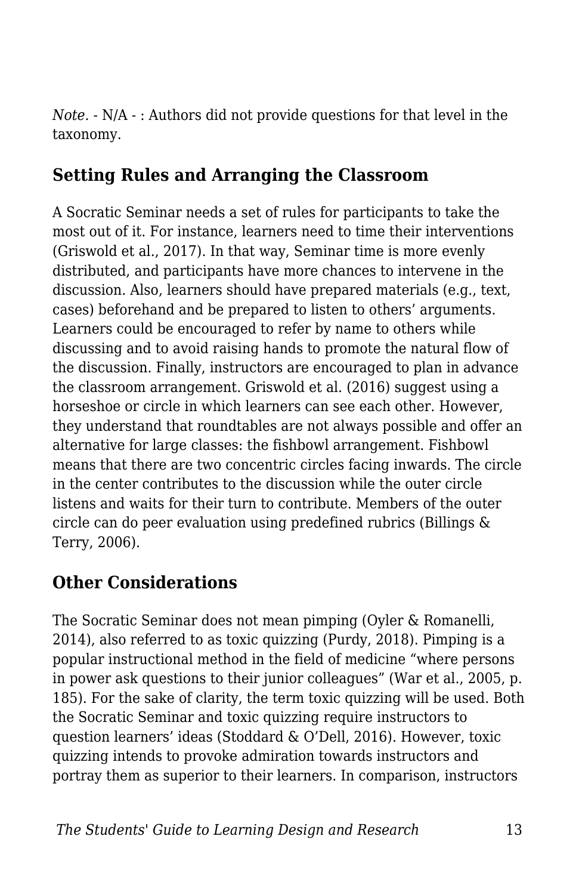*Note.* - N/A - : Authors did not provide questions for that level in the taxonomy.

## Setting Rules and Arranging the Classroom

A Socratic Seminar needs a set of rules for participants to take the most out of it. For instance, learners need to time their interventions (Griswold et al., 2017). In that way, Seminar time is more evenly distributed, and participants have more chances to intervene in the discussion. Also, learners should have prepared materials (e.g., text, cases) beforehand and be prepared to listen to others' arguments. Learners could be encouraged to refer by name to others while discussing and to avoid raising hands to promote the natural flow of the discussion. Finally, instructors are encouraged to plan in advance the classroom arrangement. Griswold et al. (2016) suggest using a horseshoe or circle in which learners can see each other. However, they understand that roundtables are not always possible and offer an alternative for large classes: the fishbowl arrangement. Fishbowl means that there are two concentric circles facing inwards. The circle in the center contributes to the discussion while the outer circle listens and waits for their turn to contribute. Members of the outer circle can do peer evaluation using predefined rubrics (Billings & Terry, 2006).

## Other Considerations

The Socratic Seminar does not mean pimping (Oyler & Romanelli, 2014), also referred to as toxic quizzing (Purdy, 2018). Pimping is a popular instructional method in the field of medicine "where persons in power ask questions to their junior colleagues" (War et al., 2005, p. 185). For the sake of clarity, the term toxic quizzing will be used. Both the Socratic Seminar and toxic quizzing require instructors to question learners' ideas (Stoddard & O'Dell, 2016). However, toxic quizzing intends to provoke admiration towards instructors and portray them as superior to their learners. In comparison, instructors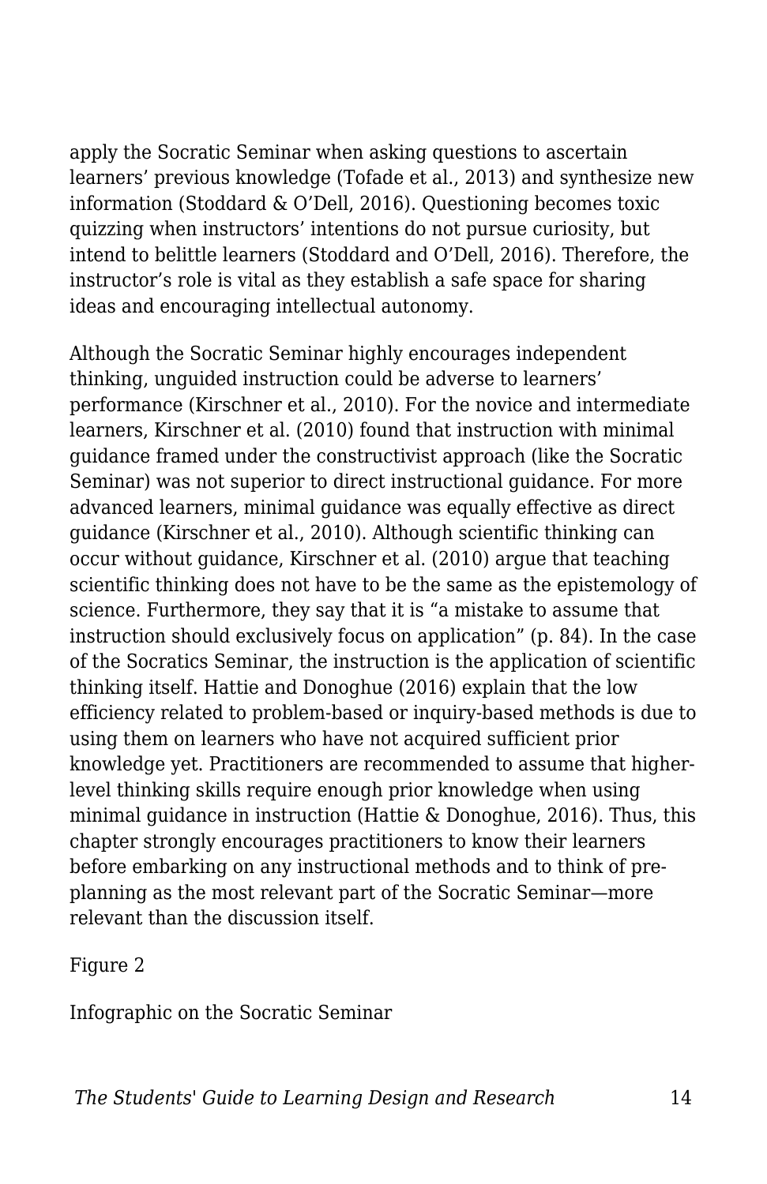apply the Socratic Seminar when asking questions to ascertain learners' previous knowledge (Tofade et al., 2013) and synthesize new information (Stoddard & O'Dell, 2016). Questioning becomes toxic quizzing when instructors' intentions do not pursue curiosity, but intend to belittle learners (Stoddard and O'Dell, 2016). Therefore, the instructor's role is vital as they establish a safe space for sharing ideas and encouraging intellectual autonomy.

Although the Socratic Seminar highly encourages independent thinking, unguided instruction could be adverse to learners' performance (Kirschner et al., 2010). For the novice and intermediate learners, Kirschner et al. (2010) found that instruction with minimal guidance framed under the constructivist approach (like the Socratic Seminar) was not superior to direct instructional guidance. For more advanced learners, minimal guidance was equally effective as direct guidance (Kirschner et al., 2010). Although scientific thinking can occur without guidance, Kirschner et al. (2010) argue that teaching scientific thinking does not have to be the same as the epistemology of science. Furthermore, they say that it is "a mistake to assume that instruction should exclusively focus on application" (p. 84). In the case of the Socratics Seminar, the instruction is the application of scientific thinking itself. Hattie and Donoghue (2016) explain that the low efficiency related to problem-based or inquiry-based methods is due to using them on learners who have not acquired sufficient prior knowledge yet. Practitioners are recommended to assume that higher-level thinking skills require enough prior knowledge when using minimal guidance in instruction (Hattie & Donoghue, 2016). Thus, this chapter strongly encourages practitioners to know their learners before embarking on any instructional methods and to think of pre-planning as the most relevant part of the Socratic Seminar—more relevant than the discussion itself.

Figure 2

Infographic on the Socratic Seminar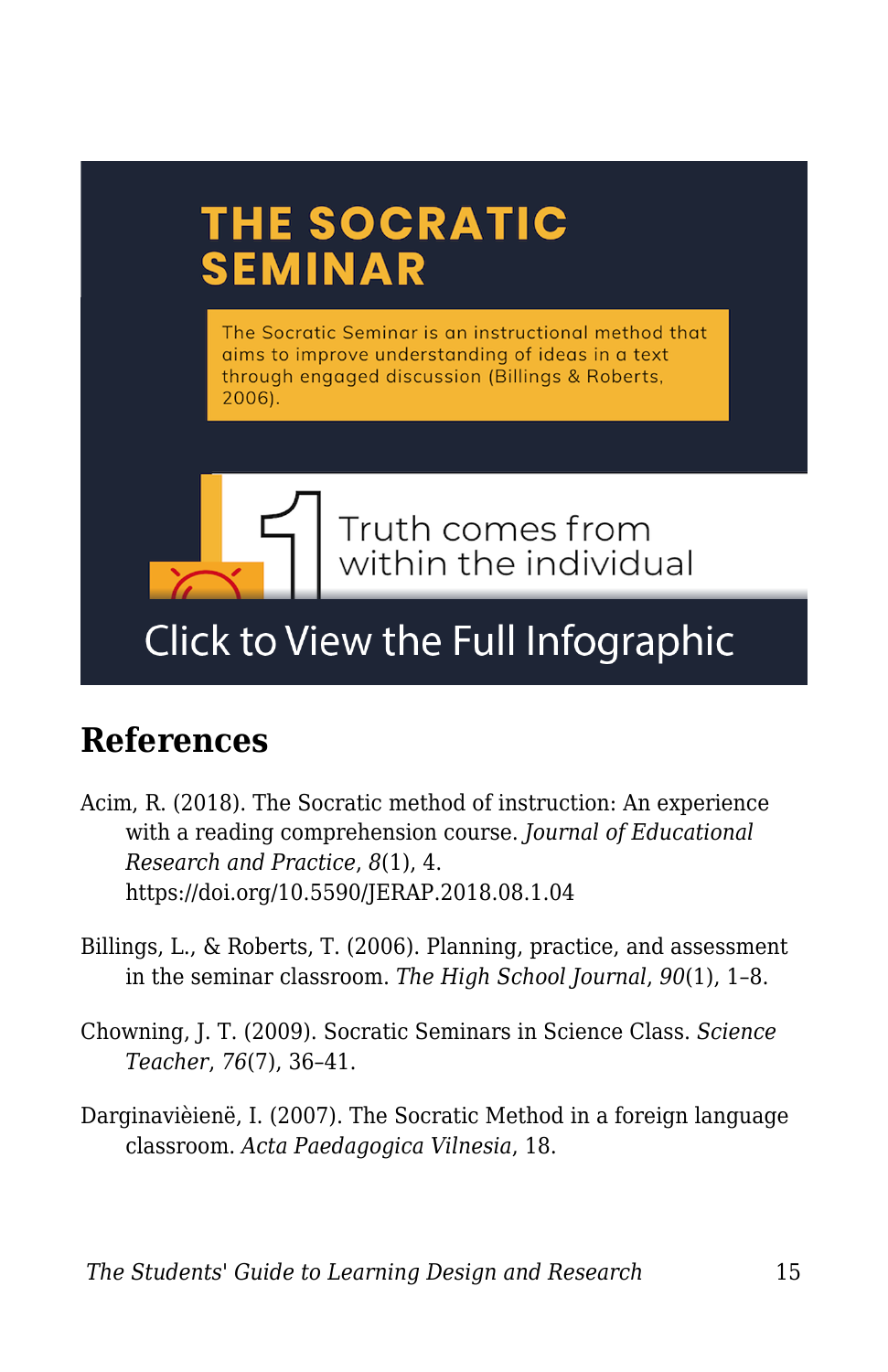THE SOCRATIC SEMINAR

The Socratic Seminar is an instructional method that aims to improve understanding of ideas in a text through engaged discussion (Billings & Roberts, 2006).

1 Truth comes from within the individual

Click to View the Full Infographic

## References

Acim, R. (2018). The Socratic method of instruction: An experience with a reading comprehension course. *Journal of Educational Research and Practice*, *8*(1), 4. https://doi.org/10.5590/JERAP.2018.08.1.04

Billings, L., & Roberts, T. (2006). Planning, practice, and assessment in the seminar classroom. *The High School Journal*, *90*(1), 1–8.

Chowning, J. T. (2009). Socratic Seminars in Science Class. *Science Teacher*, *76*(7), 36–41.

Darginavièienë, I. (2007). The Socratic Method in a foreign language classroom. *Acta Paedagogica Vilnesia*, 18.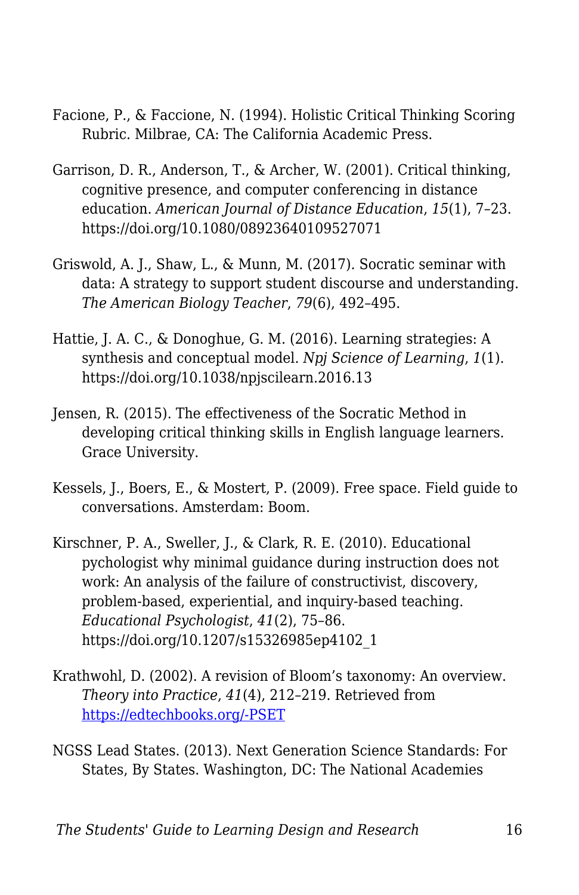Facione, P., & Faccione, N. (1994). Holistic Critical Thinking Scoring Rubric. Milbrae, CA: The California Academic Press.

Garrison, D. R., Anderson, T., & Archer, W. (2001). Critical thinking, cognitive presence, and computer conferencing in distance education. *American Journal of Distance Education*, *15*(1), 7–23. https://doi.org/10.1080/08923640109527071

Griswold, A. J., Shaw, L., & Munn, M. (2017). Socratic seminar with data: A strategy to support student discourse and understanding. *The American Biology Teacher*, *79*(6), 492–495.

Hattie, J. A. C., & Donoghue, G. M. (2016). Learning strategies: A synthesis and conceptual model. *Npj Science of Learning*, *1*(1). https://doi.org/10.1038/npjscilearn.2016.13

Jensen, R. (2015). The effectiveness of the Socratic Method in developing critical thinking skills in English language learners. Grace University.

Kessels, J., Boers, E., & Mostert, P. (2009). Free space. Field guide to conversations. Amsterdam: Boom.

Kirschner, P. A., Sweller, J., & Clark, R. E. (2010). Educational pychologist why minimal guidance during instruction does not work: An analysis of the failure of constructivist, discovery, problem-based, experiential, and inquiry-based teaching. *Educational Psychologist*, *41*(2), 75–86. https://doi.org/10.1207/s15326985ep4102_1

Krathwohl, D. (2002). A revision of Bloom's taxonomy: An overview. *Theory into Practice*, *41*(4), 212–219. Retrieved from [https://edtechbooks.org/-PSET](https://edtechbooks.org/-PSET)

NGSS Lead States. (2013). Next Generation Science Standards: For States, By States. Washington, DC: The National Academies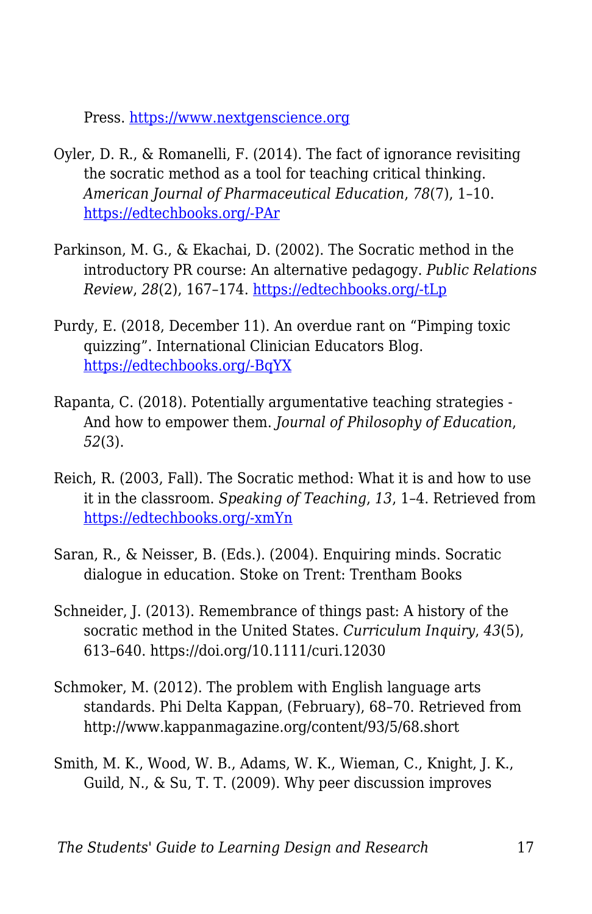Press. https://www.nextgenscience.org

Oyler, D. R., & Romanelli, F. (2014). The fact of ignorance revisiting the socratic method as a tool for teaching critical thinking. *American Journal of Pharmaceutical Education*, *78*(7), 1–10. https://edtechbooks.org/-PAr

Parkinson, M. G., & Ekachai, D. (2002). The Socratic method in the introductory PR course: An alternative pedagogy. *Public Relations Review*, *28*(2), 167–174. https://edtechbooks.org/-tLp

Purdy, E. (2018, December 11). An overdue rant on "Pimping toxic quizzing". International Clinician Educators Blog. https://edtechbooks.org/-BqYX

Rapanta, C. (2018). Potentially argumentative teaching strategies - And how to empower them. *Journal of Philosophy of Education*, *52*(3).

Reich, R. (2003, Fall). The Socratic method: What it is and how to use it in the classroom. *Speaking of Teaching*, *13*, 1–4. Retrieved from https://edtechbooks.org/-xmYn

Saran, R., & Neisser, B. (Eds.). (2004). Enquiring minds. Socratic dialogue in education. Stoke on Trent: Trentham Books

Schneider, J. (2013). Remembrance of things past: A history of the socratic method in the United States. *Curriculum Inquiry*, *43*(5), 613–640. https://doi.org/10.1111/curi.12030

Schmoker, M. (2012). The problem with English language arts standards. Phi Delta Kappan, (February), 68–70. Retrieved from http://www.kappanmagazine.org/content/93/5/68.short

Smith, M. K., Wood, W. B., Adams, W. K., Wieman, C., Knight, J. K., Guild, N., & Su, T. T. (2009). Why peer discussion improves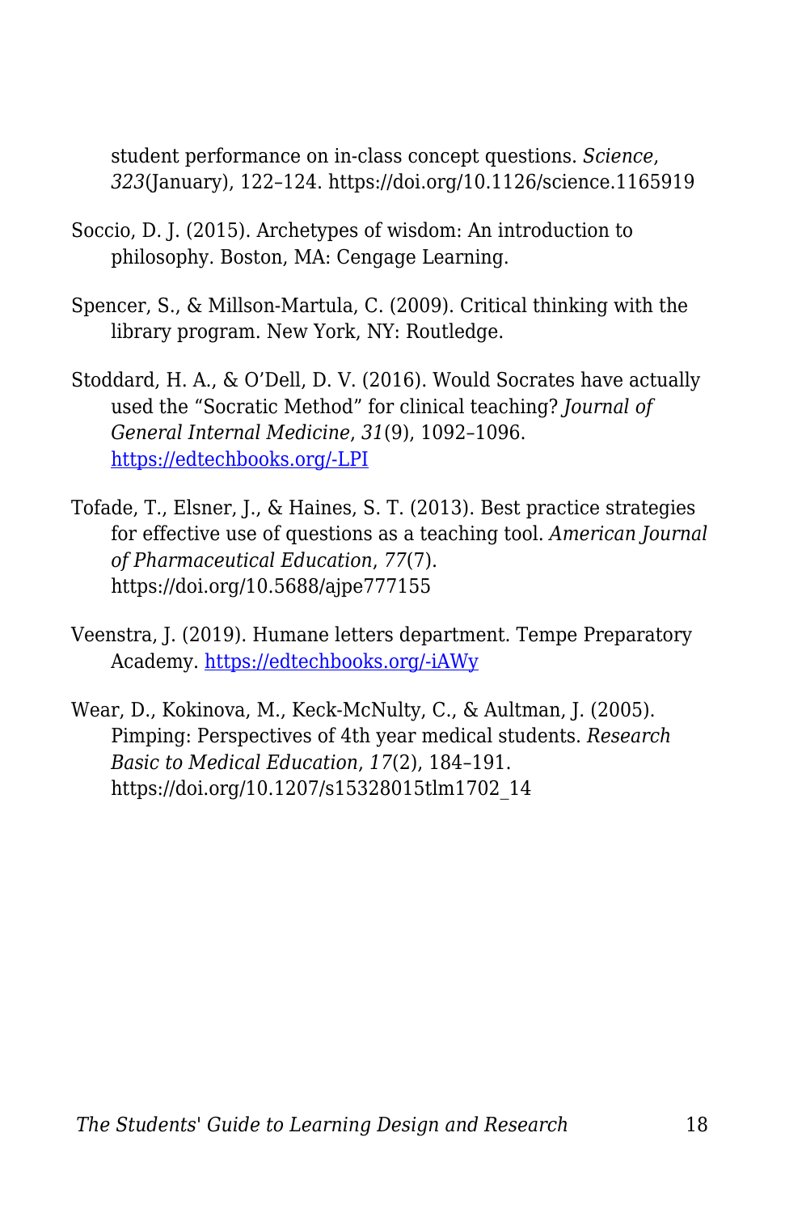student performance on in-class concept questions. *Science*, *323*(January), 122–124. https://doi.org/10.1126/science.1165919

Soccio, D. J. (2015). Archetypes of wisdom: An introduction to philosophy. Boston, MA: Cengage Learning.

Spencer, S., & Millson-Martula, C. (2009). Critical thinking with the library program. New York, NY: Routledge.

Stoddard, H. A., & O'Dell, D. V. (2016). Would Socrates have actually used the "Socratic Method" for clinical teaching? *Journal of General Internal Medicine*, *31*(9), 1092–1096. [https://edtechbooks.org/-LPI](https://edtechbooks.org/-LPI)

Tofade, T., Elsner, J., & Haines, S. T. (2013). Best practice strategies for effective use of questions as a teaching tool. *American Journal of Pharmaceutical Education*, *77*(7). https://doi.org/10.5688/ajpe777155

Veenstra, J. (2019). Humane letters department. Tempe Preparatory Academy. [https://edtechbooks.org/-iAWy](https://edtechbooks.org/-iAWy)

Wear, D., Kokinova, M., Keck-McNulty, C., & Aultman, J. (2005). Pimping: Perspectives of 4th year medical students. *Research Basic to Medical Education*, *17*(2), 184–191. https://doi.org/10.1207/s15328015tlm1702_14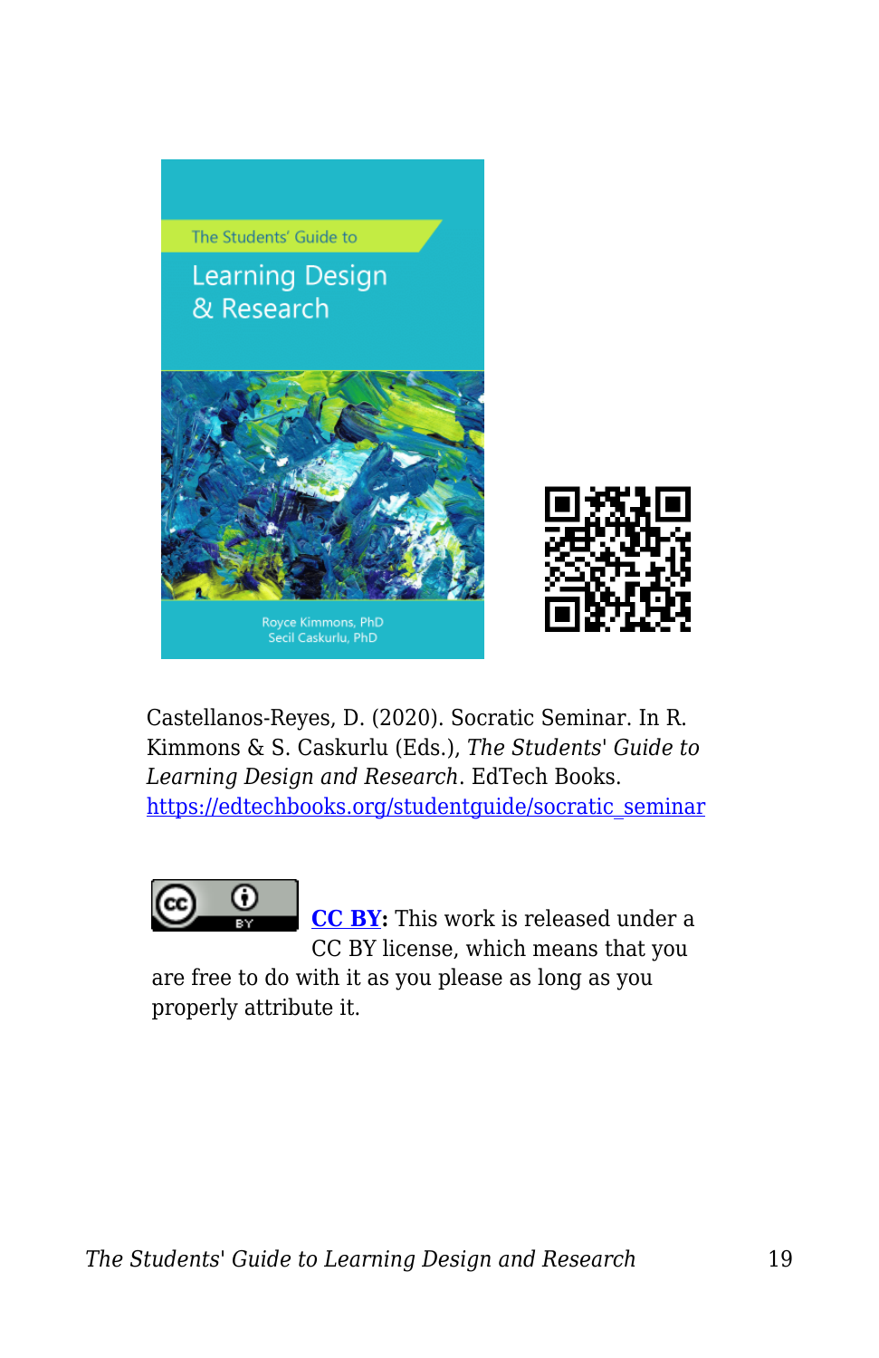Castellanos-Reyes, D. (2020). Socratic Seminar. In R. Kimmons & S. Caskurlu (Eds.), *The Students' Guide to Learning Design and Research*. EdTech Books. https://edtechbooks.org/studentguide/socratic_seminar

**CC BY:** This work is released under a CC BY license, which means that you are free to do with it as you please as long as you properly attribute it.